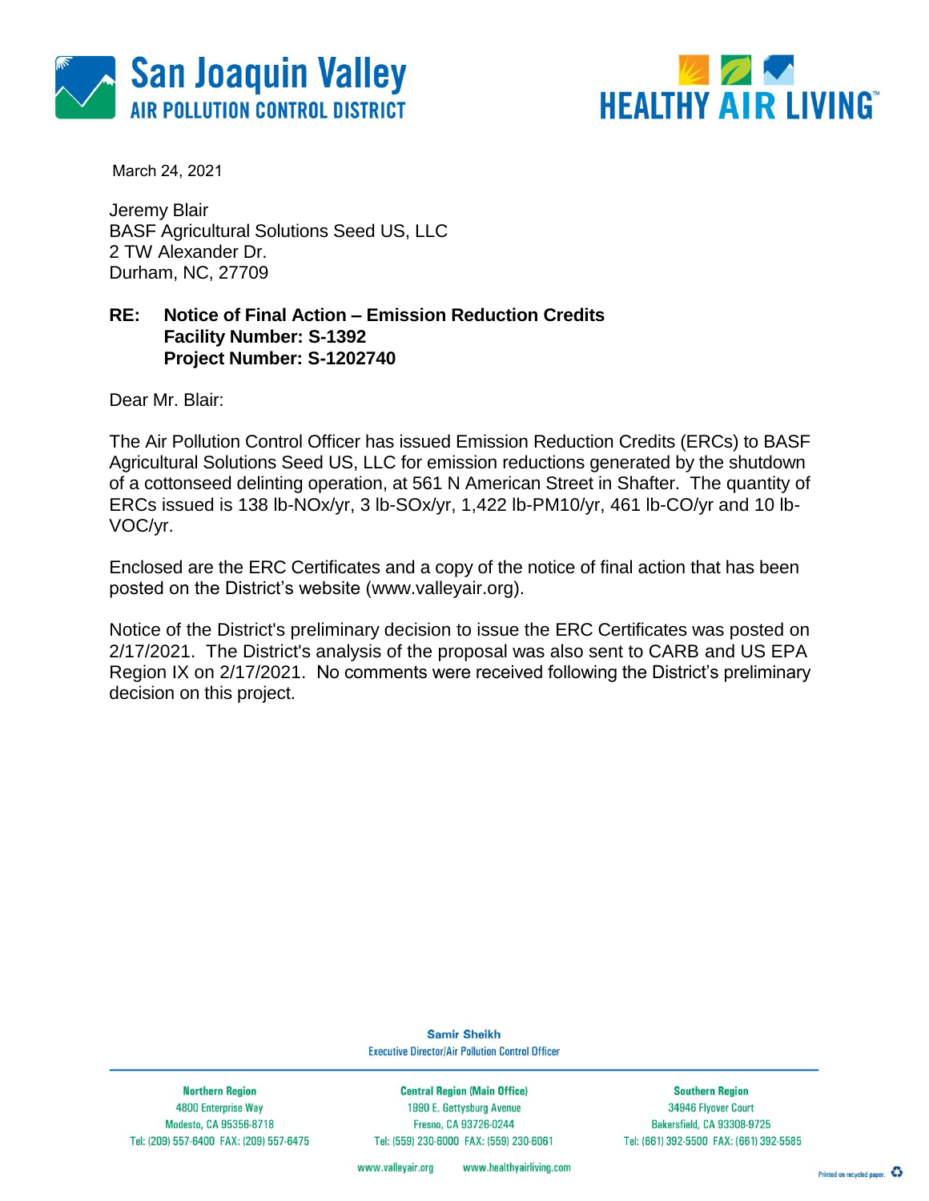San Joaquin Valley
AIR POLLUTION CONTROL DISTRICT

HEALTHY AIR LIVING™

March 24, 2021

Jeremy Blair
BASF Agricultural Solutions Seed US, LLC
2 TW Alexander Dr.
Durham, NC, 27709

**RE: Notice of Final Action – Emission Reduction Credits**
**Facility Number: S-1392**
**Project Number: S-1202740**

Dear Mr. Blair:

The Air Pollution Control Officer has issued Emission Reduction Credits (ERCs) to BASF Agricultural Solutions Seed US, LLC for emission reductions generated by the shutdown of a cottonseed delinting operation, at 561 N American Street in Shafter. The quantity of ERCs issued is 138 lb-NOx/yr, 3 lb-SOx/yr, 1,422 lb-PM10/yr, 461 lb-CO/yr and 10 lb-VOC/yr.

Enclosed are the ERC Certificates and a copy of the notice of final action that has been posted on the District's website (www.valleyair.org).

Notice of the District's preliminary decision to issue the ERC Certificates was posted on 2/17/2021. The District's analysis of the proposal was also sent to CARB and US EPA Region IX on 2/17/2021. No comments were received following the District's preliminary decision on this project.

Samir Sheikh
Executive Director/Air Pollution Control Officer

| Northern Region | Central Region (Main Office) | Southern Region |
|---|---|---|
| 4800 Enterprise Way | 1990 E. Gettysburg Avenue | 34946 Flyover Court |
| Modesto, CA 95356-8718 | Fresno, CA 93726-0244 | Bakersfield, CA 93308-9725 |
| Tel: (209) 557-6400 FAX: (209) 557-6475 | Tel: (559) 230-6000 FAX: (559) 230-6061 | Tel: (661) 392-5500 FAX: (661) 392-5585 |

www.valleyair.org www.healthyairliving.com

Printed on recycled paper.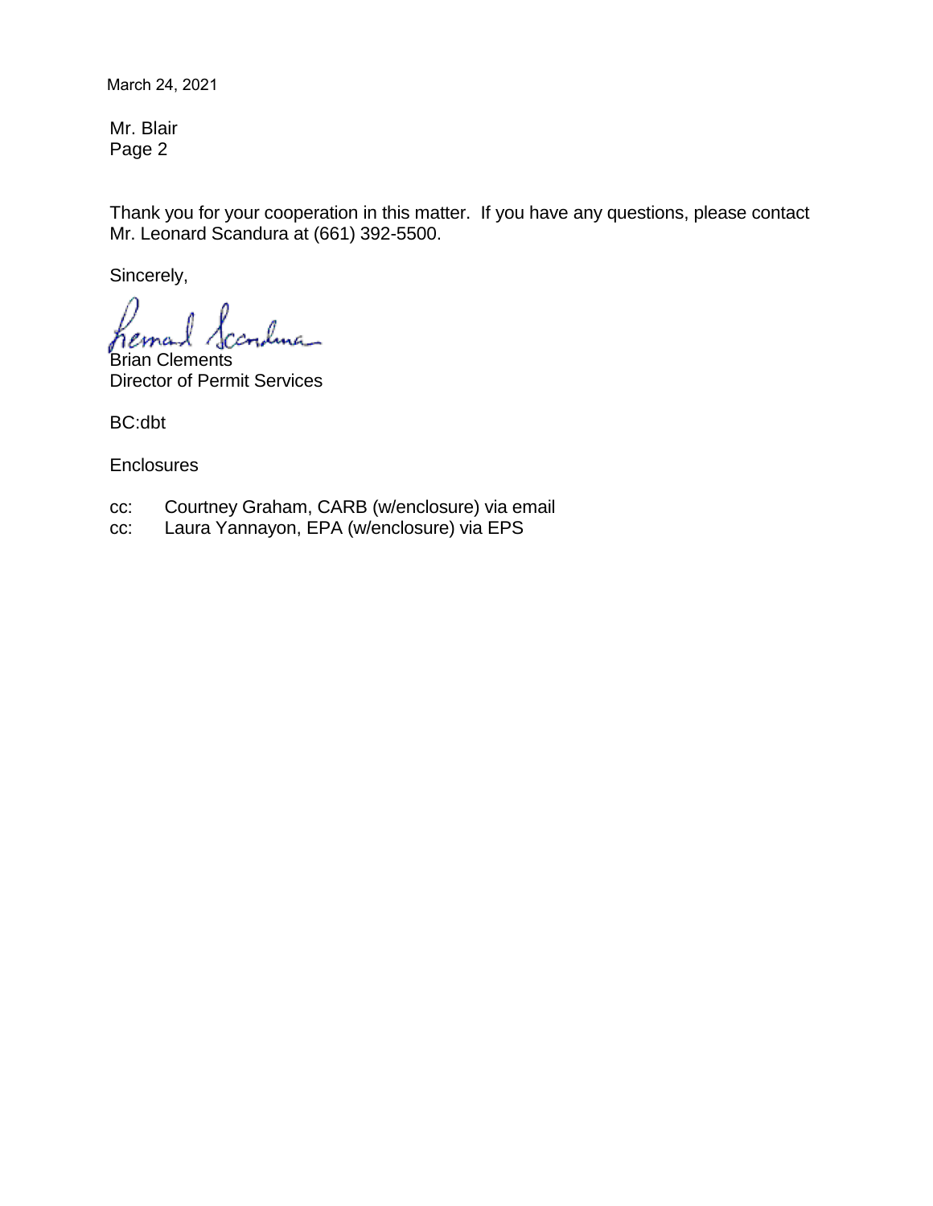March 24, 2021

Mr. Blair
Page 2

Thank you for your cooperation in this matter. If you have any questions, please contact Mr. Leonard Scandura at (661) 392-5500.

Sincerely,

Brian Clements
Director of Permit Services

BC:dbt

Enclosures

cc: Courtney Graham, CARB (w/enclosure) via email
cc: Laura Yannayon, EPA (w/enclosure) via EPS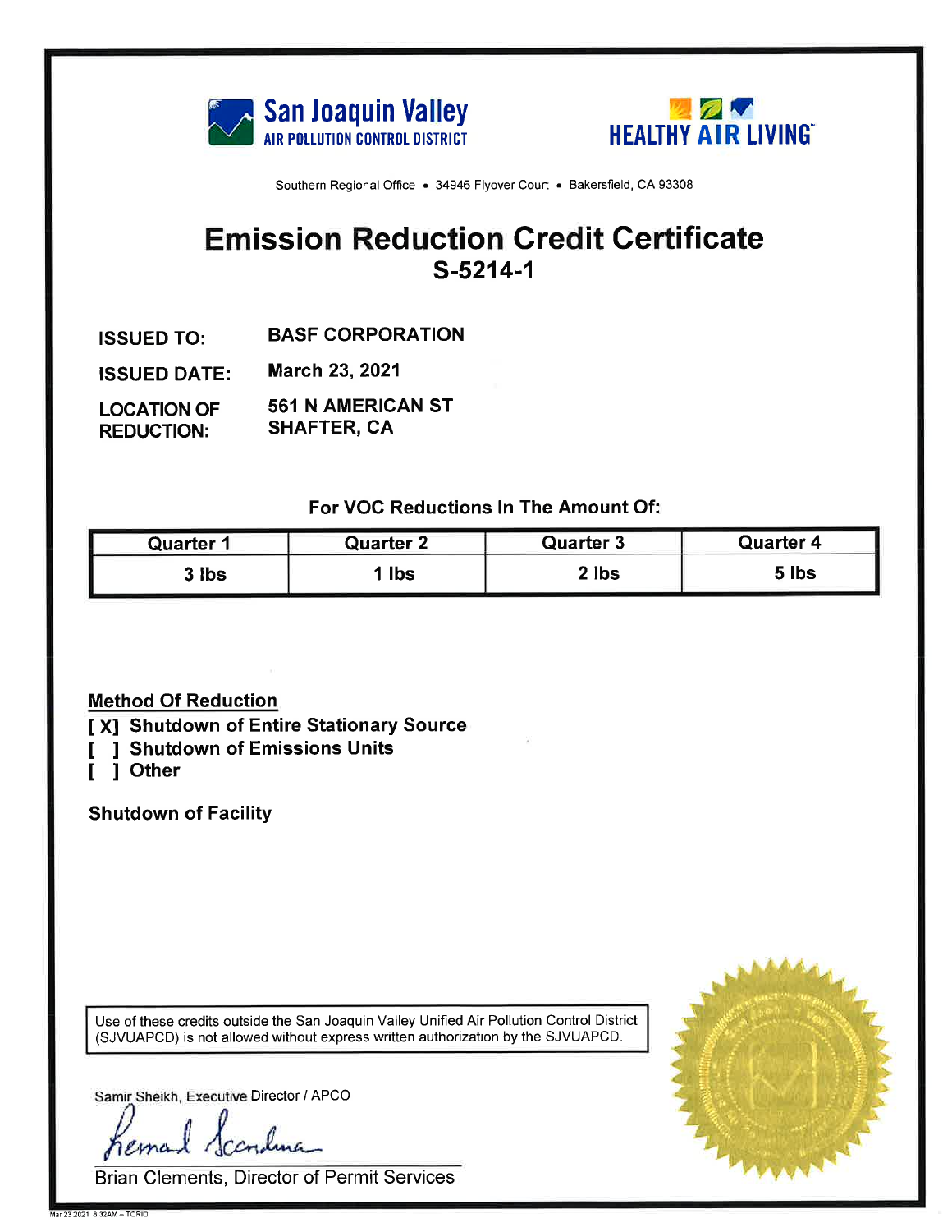San Joaquin Valley
AIR POLLUTION CONTROL DISTRICT

HEALTHY AIR LIVING™

Southern Regional Office • 34946 Flyover Court • Bakersfield, CA 93308

# Emission Reduction Credit Certificate
## S-5214-1

**ISSUED TO:** BASF CORPORATION

**ISSUED DATE:** March 23, 2021

**LOCATION OF REDUCTION:** 561 N AMERICAN ST SHAFTER, CA

**For VOC Reductions In The Amount Of:**

| Quarter 1 | Quarter 2 | Quarter 3 | Quarter 4 |
|---|---|---|---|
| 3 lbs | 1 lbs | 2 lbs | 5 lbs |

**Method Of Reduction**
[ X] Shutdown of Entire Stationary Source
[ ] Shutdown of Emissions Units
[ ] Other

**Shutdown of Facility**

Use of these credits outside the San Joaquin Valley Unified Air Pollution Control District (SJVUAPCD) is not allowed without express written authorization by the SJVUAPCD.

Samir Sheikh, Executive Director / APCO

Brian Clements, Director of Permit Services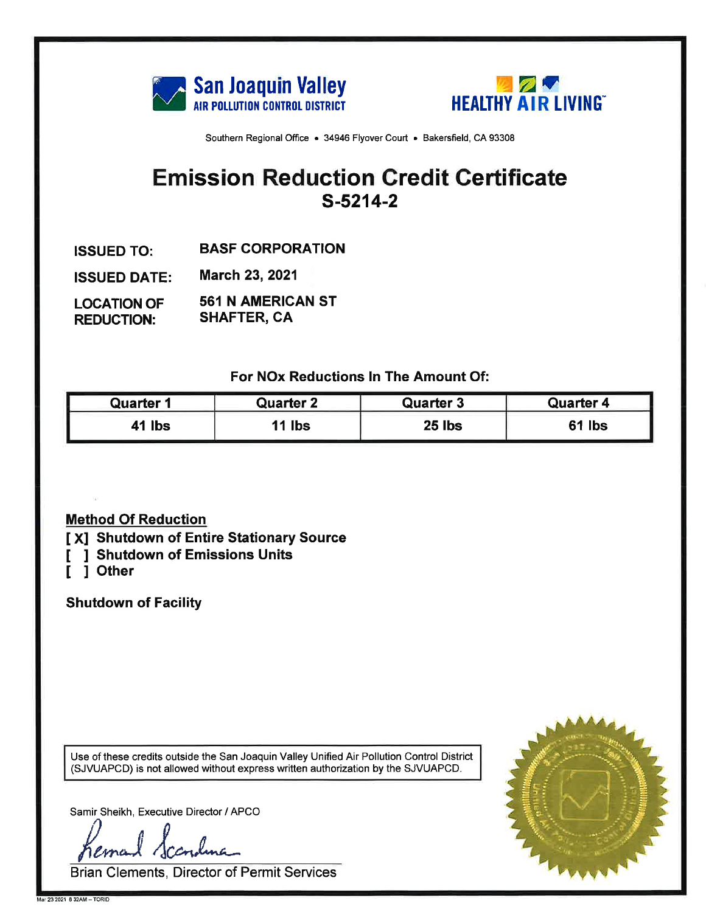**San Joaquin Valley**
**AIR POLLUTION CONTROL DISTRICT**

**HEALTHY AIR LIVING**

Southern Regional Office • 34946 Flyover Court • Bakersfield, CA 93308

# Emission Reduction Credit Certificate

## S-5214-2

**ISSUED TO:** **BASF CORPORATION**

**ISSUED DATE:** **March 23, 2021**

**LOCATION OF REDUCTION:** **561 N AMERICAN ST SHAFTER, CA**

**For NOx Reductions In The Amount Of:**

| Quarter 1 | Quarter 2 | Quarter 3 | Quarter 4 |
|---|---|---|---|
| 41 lbs | 11 lbs | 25 lbs | 61 lbs |

**Method Of Reduction**

**[ X] Shutdown of Entire Stationary Source**
**[ ] Shutdown of Emissions Units**
**[ ] Other**

**Shutdown of Facility**

Use of these credits outside the San Joaquin Valley Unified Air Pollution Control District (SJVUAPCD) is not allowed without express written authorization by the SJVUAPCD.

Samir Sheikh, Executive Director / APCO

Brian Clements, Director of Permit Services

Mar 23 2021 8 32AM – TORID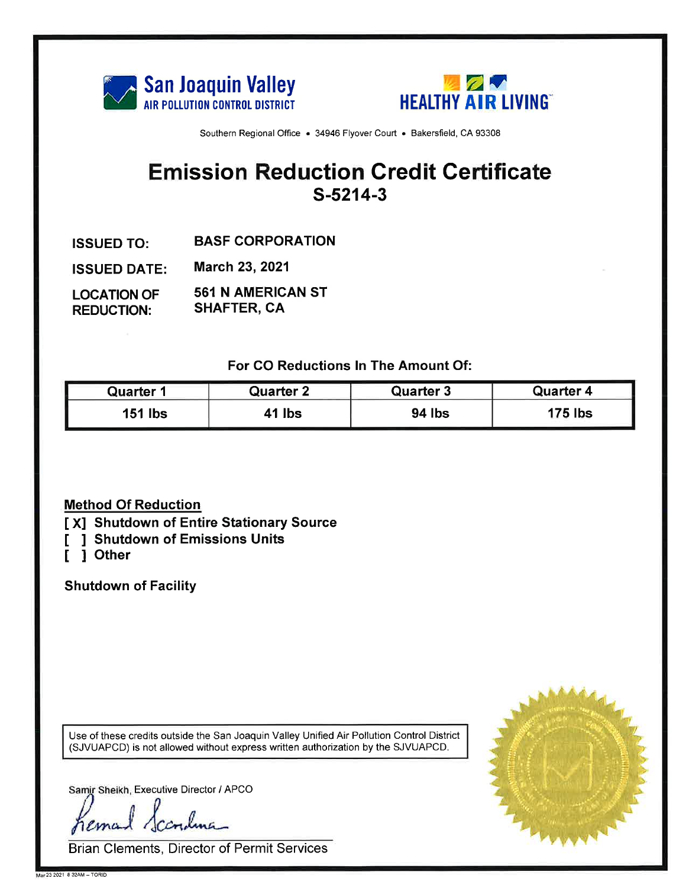San Joaquin Valley
AIR POLLUTION CONTROL DISTRICT

HEALTHY AIR LIVING

Southern Regional Office • 34946 Flyover Court • Bakersfield, CA 93308

# Emission Reduction Credit Certificate

## S-5214-3

**ISSUED TO:** BASF CORPORATION

**ISSUED DATE:** March 23, 2021

**LOCATION OF REDUCTION:** 561 N AMERICAN ST SHAFTER, CA

**For CO Reductions In The Amount Of:**

| Quarter 1 | Quarter 2 | Quarter 3 | Quarter 4 |
|---|---|---|---|
| 151 lbs | 41 lbs | 94 lbs | 175 lbs |

**Method Of Reduction**

[X] Shutdown of Entire Stationary Source
[ ] Shutdown of Emissions Units
[ ] Other

**Shutdown of Facility**

Use of these credits outside the San Joaquin Valley Unified Air Pollution Control District (SJVUAPCD) is not allowed without express written authorization by the SJVUAPCD.

Samir Sheikh, Executive Director / APCO

Brian Clements, Director of Permit Services

Mar 23 2021 8:32AM – TORID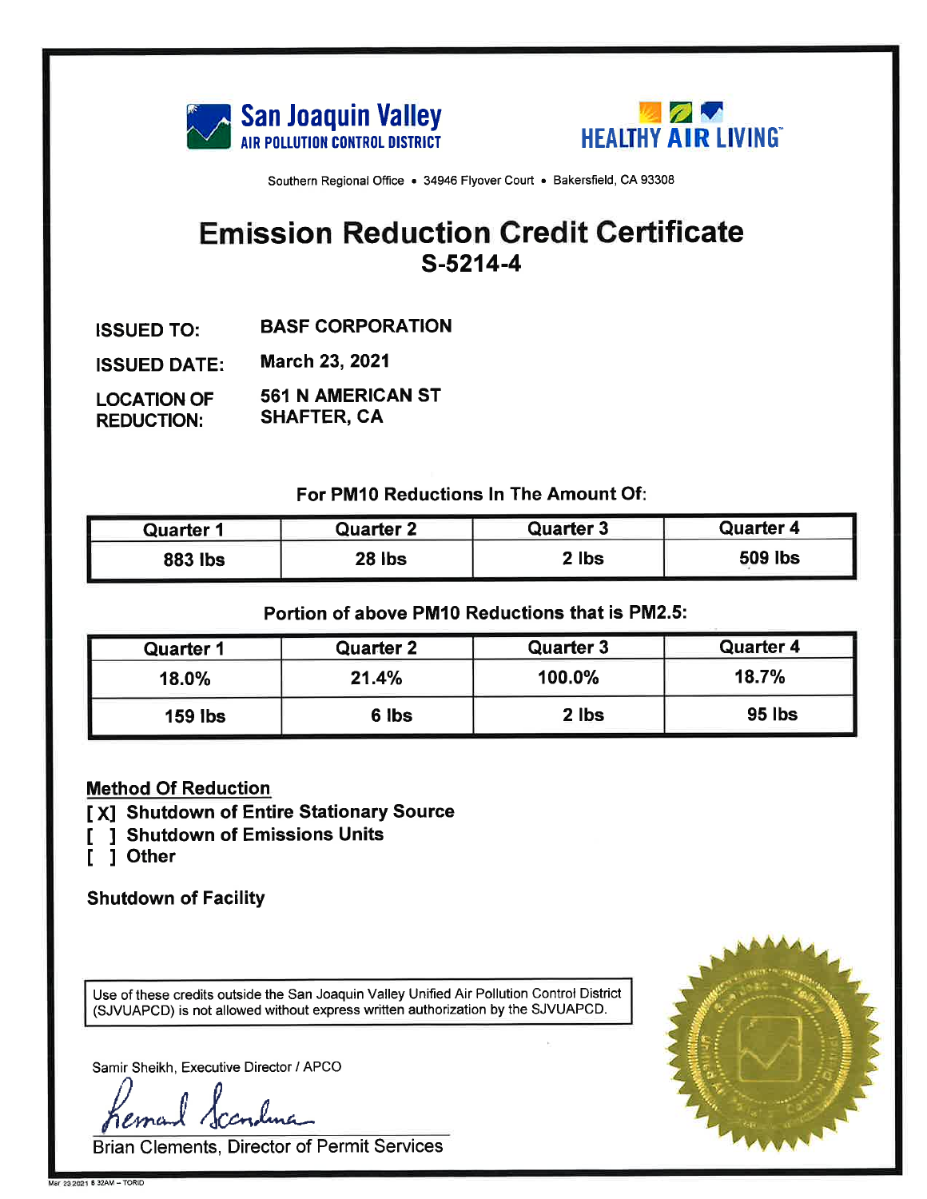**San Joaquin Valley**
**AIR POLLUTION CONTROL DISTRICT**

**HEALTHY AIR LIVING**

Southern Regional Office • 34946 Flyover Court • Bakersfield, CA 93308

# Emission Reduction Credit Certificate
## S-5214-4

**ISSUED TO:** BASF CORPORATION

**ISSUED DATE:** March 23, 2021

**LOCATION OF REDUCTION:** 561 N AMERICAN ST
SHAFTER, CA

**For PM10 Reductions In The Amount Of:**

| Quarter 1 | Quarter 2 | Quarter 3 | Quarter 4 |
|---|---|---|---|
| 883 lbs | 28 lbs | 2 lbs | 509 lbs |

**Portion of above PM10 Reductions that is PM2.5:**

| Quarter 1 | Quarter 2 | Quarter 3 | Quarter 4 |
|---|---|---|---|
| 18.0% | 21.4% | 100.0% | 18.7% |
| 159 lbs | 6 lbs | 2 lbs | 95 lbs |

**Method Of Reduction**

[X] Shutdown of Entire Stationary Source
[ ] Shutdown of Emissions Units
[ ] Other

**Shutdown of Facility**

Use of these credits outside the San Joaquin Valley Unified Air Pollution Control District (SJVUAPCD) is not allowed without express written authorization by the SJVUAPCD.

Samir Sheikh, Executive Director / APCO

Brian Clements, Director of Permit Services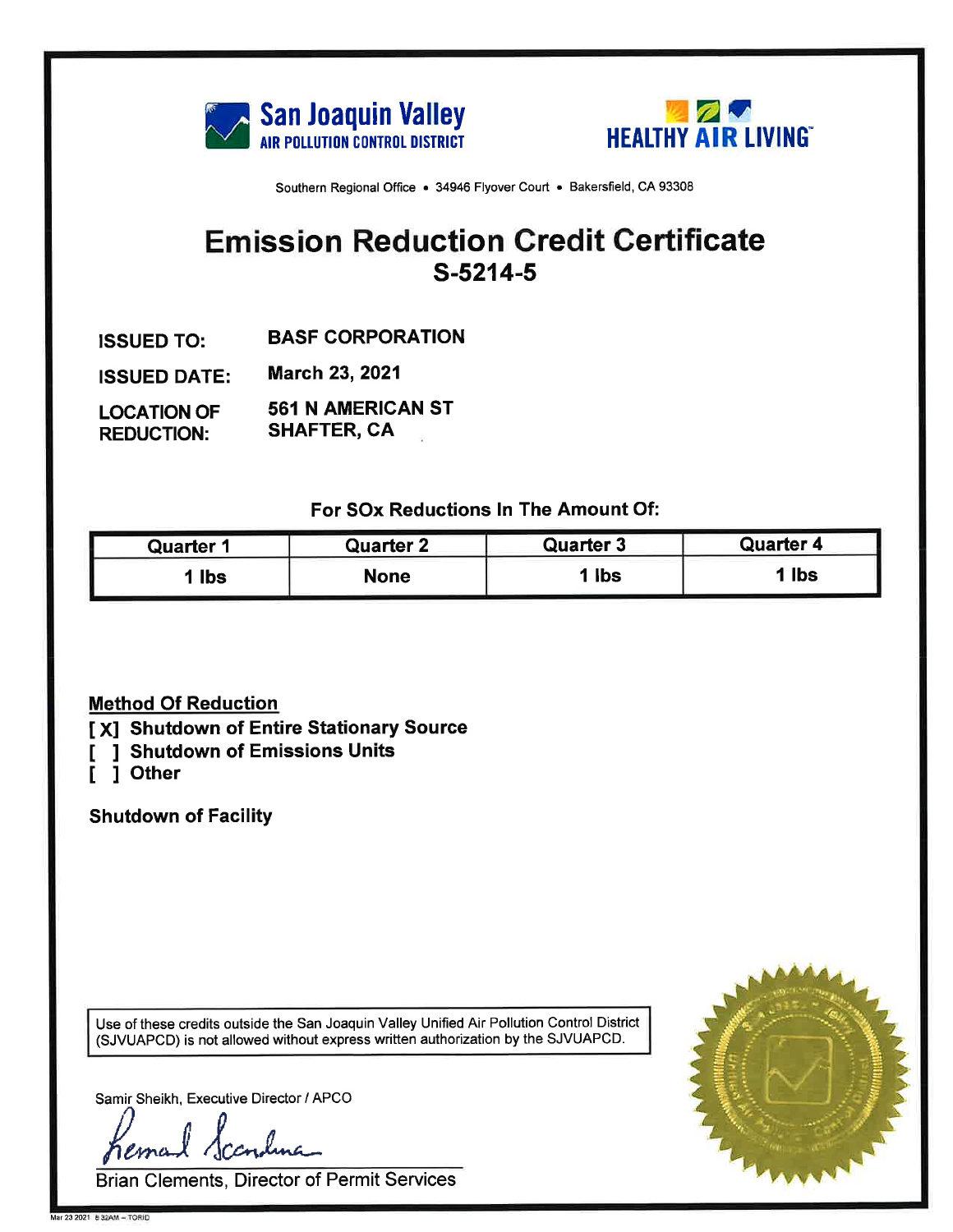San Joaquin Valley
AIR POLLUTION CONTROL DISTRICT

HEALTHY AIR LIVING™

Southern Regional Office • 34946 Flyover Court • Bakersfield, CA 93308

# Emission Reduction Credit Certificate
## S-5214-5

**ISSUED TO:** BASF CORPORATION

**ISSUED DATE:** March 23, 2021

**LOCATION OF REDUCTION:** 561 N AMERICAN ST SHAFTER, CA

**For SOx Reductions In The Amount Of:**

| Quarter 1 | Quarter 2 | Quarter 3 | Quarter 4 |
|---|---|---|---|
| 1 lbs | None | 1 lbs | 1 lbs |

**Method Of Reduction**

[X] Shutdown of Entire Stationary Source
[ ] Shutdown of Emissions Units
[ ] Other

**Shutdown of Facility**

Use of these credits outside the San Joaquin Valley Unified Air Pollution Control District (SJVUAPCD) is not allowed without express written authorization by the SJVUAPCD.

Samir Sheikh, Executive Director / APCO

Brian Clements, Director of Permit Services

Mar 23 2021 8:32AM – TORID